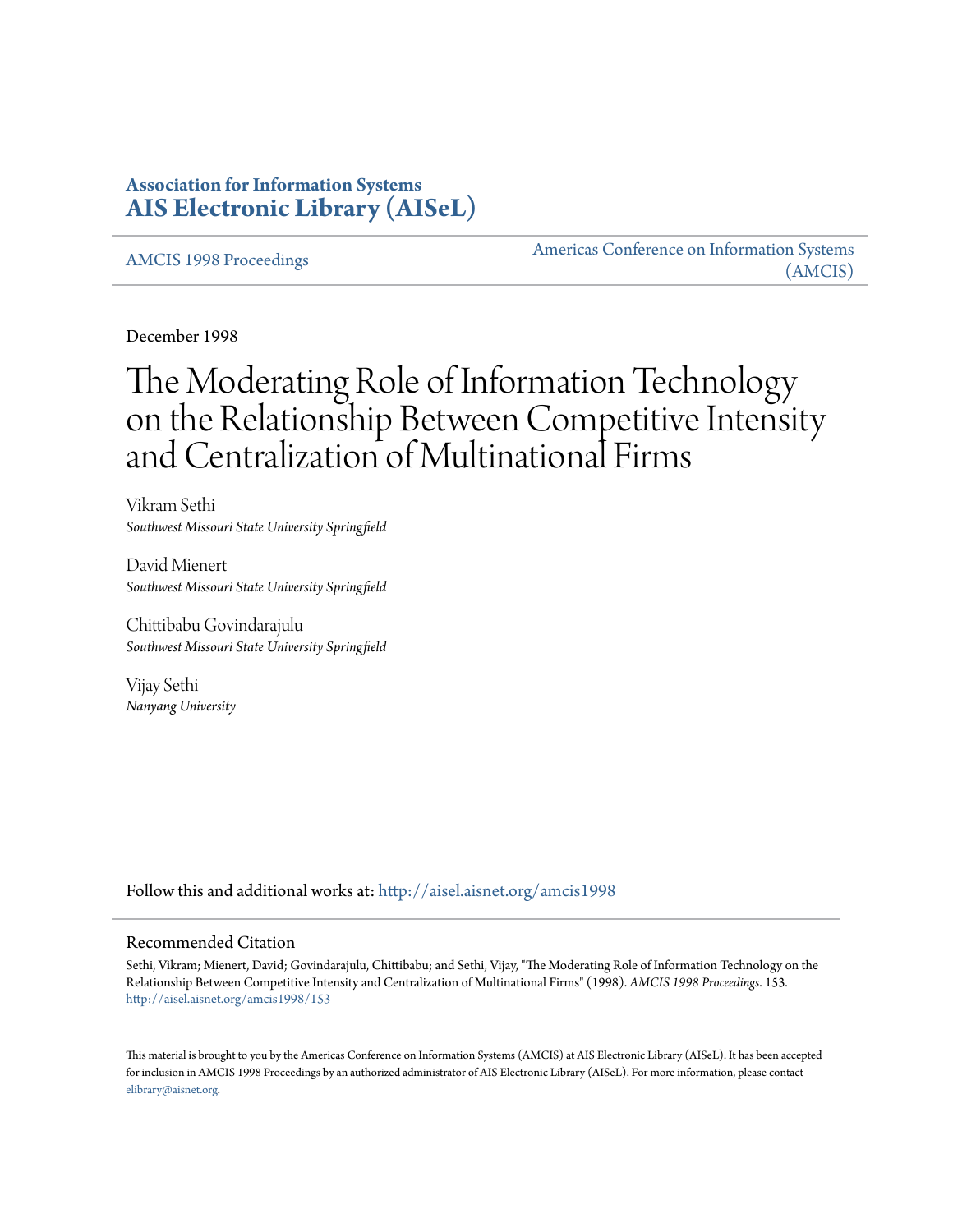**Association for Information Systems**
**AIS Electronic Library (AISeL)**

AMCIS 1998 Proceedings

Americas Conference on Information Systems (AMCIS)

December 1998

# The Moderating Role of Information Technology on the Relationship Between Competitive Intensity and Centralization of Multinational Firms

Vikram Sethi
*Southwest Missouri State University Springfield*

David Mienert
*Southwest Missouri State University Springfield*

Chittibabu Govindarajulu
*Southwest Missouri State University Springfield*

Vijay Sethi
*Nanyang University*

Follow this and additional works at: http://aisel.aisnet.org/amcis1998

## Recommended Citation

Sethi, Vikram; Mienert, David; Govindarajulu, Chittibabu; and Sethi, Vijay, "The Moderating Role of Information Technology on the Relationship Between Competitive Intensity and Centralization of Multinational Firms" (1998). *AMCIS 1998 Proceedings*. 153.
http://aisel.aisnet.org/amcis1998/153

This material is brought to you by the Americas Conference on Information Systems (AMCIS) at AIS Electronic Library (AISeL). It has been accepted for inclusion in AMCIS 1998 Proceedings by an authorized administrator of AIS Electronic Library (AISeL). For more information, please contact elibrary@aisnet.org.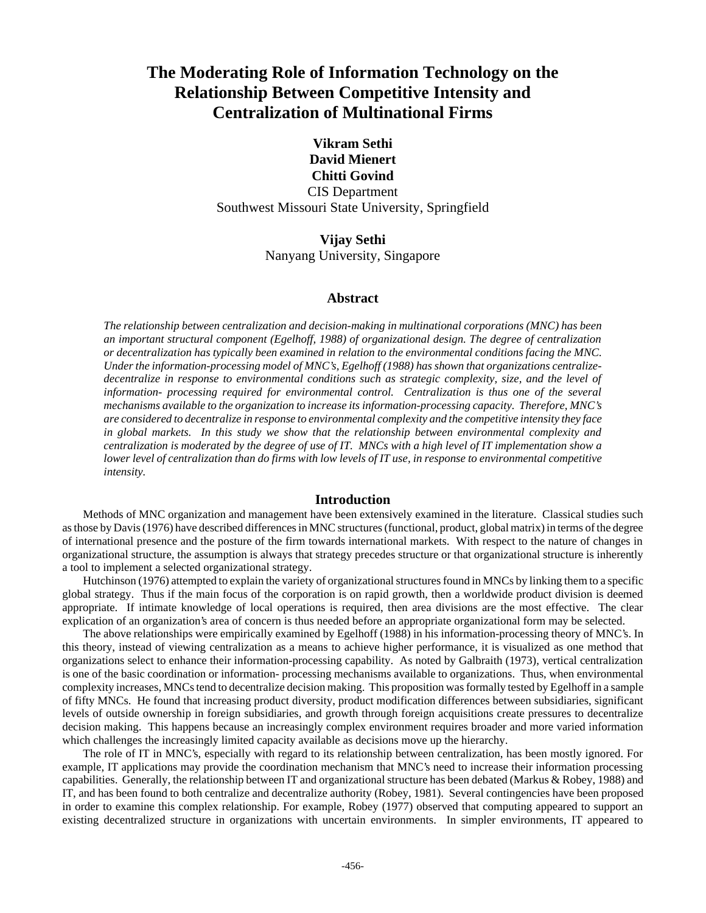# The Moderating Role of Information Technology on the Relationship Between Competitive Intensity and Centralization of Multinational Firms

**Vikram Sethi**
**David Mienert**
**Chitti Govind**
CIS Department
Southwest Missouri State University, Springfield

**Vijay Sethi**
Nanyang University, Singapore

## Abstract

*The relationship between centralization and decision-making in multinational corporations (MNC) has been an important structural component (Egelhoff, 1988) of organizational design. The degree of centralization or decentralization has typically been examined in relation to the environmental conditions facing the MNC. Under the information-processing model of MNC's, Egelhoff (1988) has shown that organizations centralize-decentralize in response to environmental conditions such as strategic complexity, size, and the level of information- processing required for environmental control. Centralization is thus one of the several mechanisms available to the organization to increase its information-processing capacity. Therefore, MNC's are considered to decentralize in response to environmental complexity and the competitive intensity they face in global markets. In this study we show that the relationship between environmental complexity and centralization is moderated by the degree of use of IT. MNCs with a high level of IT implementation show a lower level of centralization than do firms with low levels of IT use, in response to environmental competitive intensity.*

## Introduction

Methods of MNC organization and management have been extensively examined in the literature. Classical studies such as those by Davis (1976) have described differences in MNC structures (functional, product, global matrix) in terms of the degree of international presence and the posture of the firm towards international markets. With respect to the nature of changes in organizational structure, the assumption is always that strategy precedes structure or that organizational structure is inherently a tool to implement a selected organizational strategy.

Hutchinson (1976) attempted to explain the variety of organizational structures found in MNCs by linking them to a specific global strategy. Thus if the main focus of the corporation is on rapid growth, then a worldwide product division is deemed appropriate. If intimate knowledge of local operations is required, then area divisions are the most effective. The clear explication of an organization's area of concern is thus needed before an appropriate organizational form may be selected.

The above relationships were empirically examined by Egelhoff (1988) in his information-processing theory of MNC's. In this theory, instead of viewing centralization as a means to achieve higher performance, it is visualized as one method that organizations select to enhance their information-processing capability. As noted by Galbraith (1973), vertical centralization is one of the basic coordination or information- processing mechanisms available to organizations. Thus, when environmental complexity increases, MNCs tend to decentralize decision making. This proposition was formally tested by Egelhoff in a sample of fifty MNCs. He found that increasing product diversity, product modification differences between subsidiaries, significant levels of outside ownership in foreign subsidiaries, and growth through foreign acquisitions create pressures to decentralize decision making. This happens because an increasingly complex environment requires broader and more varied information which challenges the increasingly limited capacity available as decisions move up the hierarchy.

The role of IT in MNC's, especially with regard to its relationship between centralization, has been mostly ignored. For example, IT applications may provide the coordination mechanism that MNC's need to increase their information processing capabilities. Generally, the relationship between IT and organizational structure has been debated (Markus & Robey, 1988) and IT, and has been found to both centralize and decentralize authority (Robey, 1981). Several contingencies have been proposed in order to examine this complex relationship. For example, Robey (1977) observed that computing appeared to support an existing decentralized structure in organizations with uncertain environments. In simpler environments, IT appeared to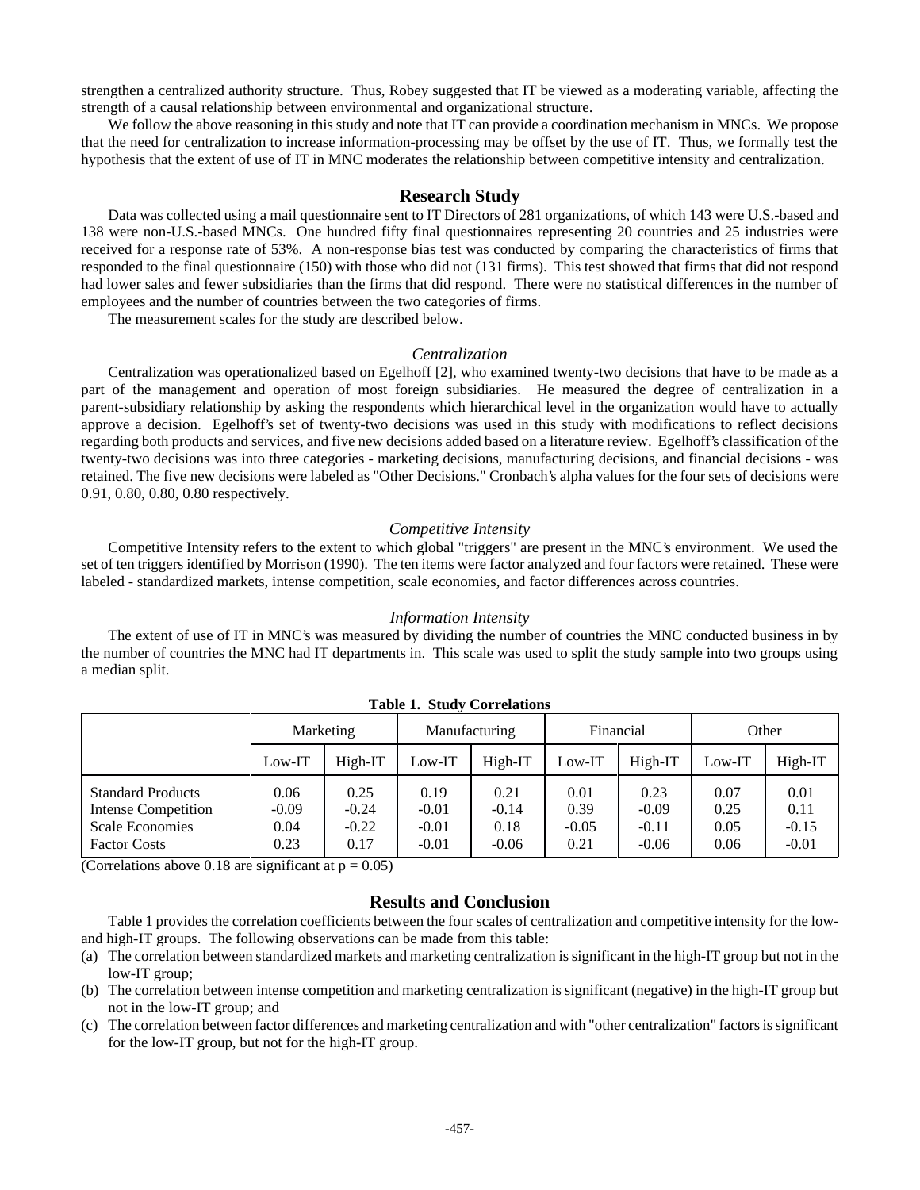strengthen a centralized authority structure. Thus, Robey suggested that IT be viewed as a moderating variable, affecting the strength of a causal relationship between environmental and organizational structure.

We follow the above reasoning in this study and note that IT can provide a coordination mechanism in MNCs. We propose that the need for centralization to increase information-processing may be offset by the use of IT. Thus, we formally test the hypothesis that the extent of use of IT in MNC moderates the relationship between competitive intensity and centralization.

## Research Study

Data was collected using a mail questionnaire sent to IT Directors of 281 organizations, of which 143 were U.S.-based and 138 were non-U.S.-based MNCs. One hundred fifty final questionnaires representing 20 countries and 25 industries were received for a response rate of 53%. A non-response bias test was conducted by comparing the characteristics of firms that responded to the final questionnaire (150) with those who did not (131 firms). This test showed that firms that did not respond had lower sales and fewer subsidiaries than the firms that did respond. There were no statistical differences in the number of employees and the number of countries between the two categories of firms.

The measurement scales for the study are described below.

### *Centralization*

Centralization was operationalized based on Egelhoff [2], who examined twenty-two decisions that have to be made as a part of the management and operation of most foreign subsidiaries. He measured the degree of centralization in a parent-subsidiary relationship by asking the respondents which hierarchical level in the organization would have to actually approve a decision. Egelhoff's set of twenty-two decisions was used in this study with modifications to reflect decisions regarding both products and services, and five new decisions added based on a literature review. Egelhoff's classification of the twenty-two decisions was into three categories - marketing decisions, manufacturing decisions, and financial decisions - was retained. The five new decisions were labeled as "Other Decisions." Cronbach's alpha values for the four sets of decisions were 0.91, 0.80, 0.80, 0.80 respectively.

### *Competitive Intensity*

Competitive Intensity refers to the extent to which global "triggers" are present in the MNC's environment. We used the set of ten triggers identified by Morrison (1990). The ten items were factor analyzed and four factors were retained. These were labeled - standardized markets, intense competition, scale economies, and factor differences across countries.

### *Information Intensity*

The extent of use of IT in MNC's was measured by dividing the number of countries the MNC conducted business in by the number of countries the MNC had IT departments in. This scale was used to split the study sample into two groups using a median split.

**Table 1. Study Correlations**

| | Marketing | | Manufacturing | | Financial | | Other | |
|---|---|---|---|---|---|---|---|---|
| | Low-IT | High-IT | Low-IT | High-IT | Low-IT | High-IT | Low-IT | High-IT |
| Standard Products | 0.06 | 0.25 | 0.19 | 0.21 | 0.01 | 0.23 | 0.07 | 0.01 |
| Intense Competition | -0.09 | -0.24 | -0.01 | -0.14 | 0.39 | -0.09 | 0.25 | 0.11 |
| Scale Economies | 0.04 | -0.22 | -0.01 | 0.18 | -0.05 | -0.11 | 0.05 | -0.15 |
| Factor Costs | 0.23 | 0.17 | -0.01 | -0.06 | 0.21 | -0.06 | 0.06 | -0.01 |

(Correlations above 0.18 are significant at $p = 0.05$)

## Results and Conclusion

Table 1 provides the correlation coefficients between the four scales of centralization and competitive intensity for the low- and high-IT groups. The following observations can be made from this table:

(a) The correlation between standardized markets and marketing centralization is significant in the high-IT group but not in the low-IT group;
(b) The correlation between intense competition and marketing centralization is significant (negative) in the high-IT group but not in the low-IT group; and
(c) The correlation between factor differences and marketing centralization and with "other centralization" factors is significant for the low-IT group, but not for the high-IT group.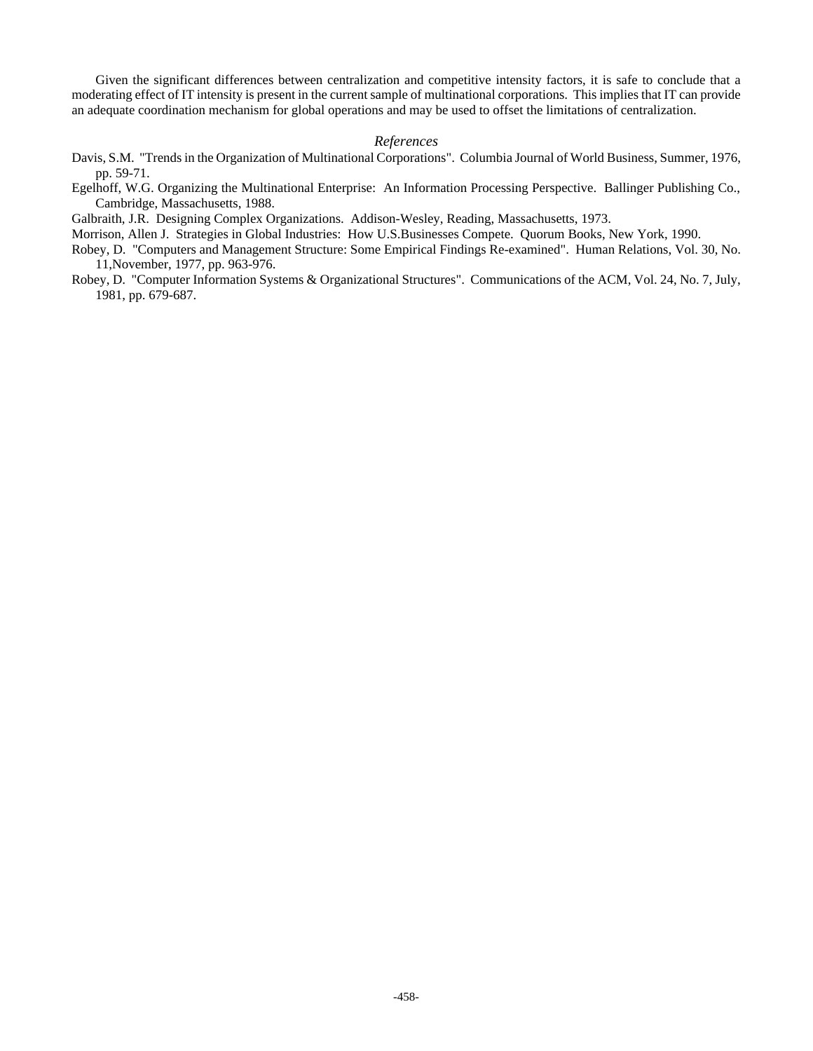Given the significant differences between centralization and competitive intensity factors, it is safe to conclude that a moderating effect of IT intensity is present in the current sample of multinational corporations. This implies that IT can provide an adequate coordination mechanism for global operations and may be used to offset the limitations of centralization.

### *References*

Davis, S.M. "Trends in the Organization of Multinational Corporations". Columbia Journal of World Business, Summer, 1976, pp. 59-71.

Egelhoff, W.G. Organizing the Multinational Enterprise: An Information Processing Perspective. Ballinger Publishing Co., Cambridge, Massachusetts, 1988.

Galbraith, J.R. Designing Complex Organizations. Addison-Wesley, Reading, Massachusetts, 1973.

Morrison, Allen J. Strategies in Global Industries: How U.S.Businesses Compete. Quorum Books, New York, 1990.

Robey, D. "Computers and Management Structure: Some Empirical Findings Re-examined". Human Relations, Vol. 30, No. 11,November, 1977, pp. 963-976.

Robey, D. "Computer Information Systems & Organizational Structures". Communications of the ACM, Vol. 24, No. 7, July, 1981, pp. 679-687.